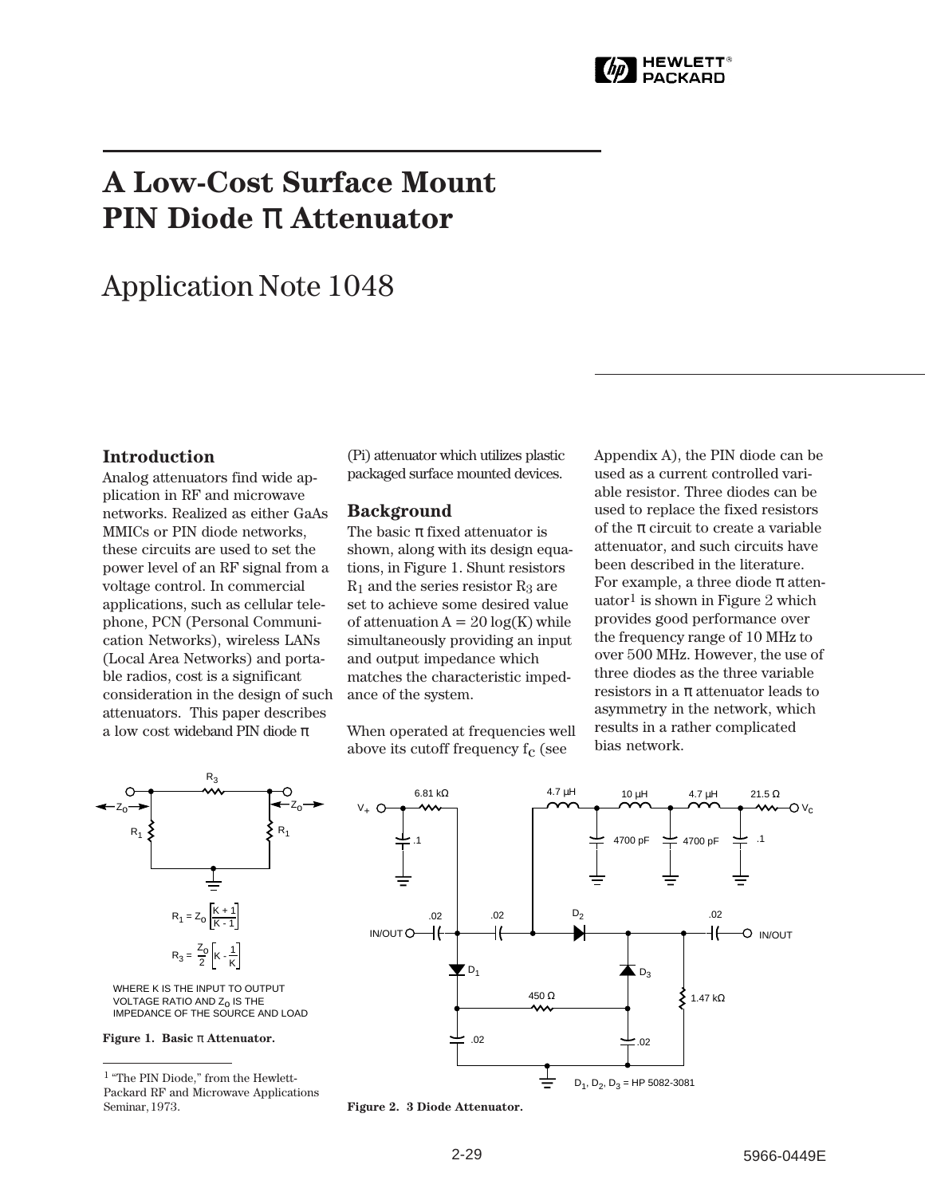# A Low-Cost Surface Mount PIN Diode π Attenuator

## Application Note 1048

### Introduction

Analog attenuators find wide application in RF and microwave networks. Realized as either GaAs MMICs or PIN diode networks, these circuits are used to set the power level of an RF signal from a voltage control. In commercial applications, such as cellular telephone, PCN (Personal Communication Networks), wireless LANs (Local Area Networks) and portable radios, cost is a significant consideration in the design of such attenuators. This paper describes a low cost wideband PIN diode π (Pi) attenuator which utilizes plastic packaged surface mounted devices.

### Background

The basic π fixed attenuator is shown, along with its design equations, in Figure 1. Shunt resistors $R_1$ and the series resistor $R_3$ are set to achieve some desired value of attenuation $A = 20 \log(K)$ while simultaneously providing an input and output impedance which matches the characteristic impedance of the system.

When operated at frequencies well above its cutoff frequency $f_C$ (see Appendix A), the PIN diode can be used as a current controlled variable resistor. Three diodes can be used to replace the fixed resistors of the π circuit to create a variable attenuator, and such circuits have been described in the literature. For example, a three diode π attenuator[1] is shown in Figure 2 which provides good performance over the frequency range of 10 MHz to over 500 MHz. However, the use of three diodes as the three variable resistors in a π attenuator leads to asymmetry in the network, which results in a rather complicated bias network.

$$R_1 = Z_0 \left[\frac{K+1}{K-1}\right]$$

$$R_3 = \frac{Z_0}{2}\left[K - \frac{1}{K}\right]$$

WHERE K IS THE INPUT TO OUTPUT VOLTAGE RATIO AND $Z_0$ IS THE IMPEDANCE OF THE SOURCE AND LOAD

**Figure 1. Basic π Attenuator.**

$D_1$, $D_2$, $D_3$ = HP 5082-3081

**Figure 2. 3 Diode Attenuator.**

[1] "The PIN Diode," from the Hewlett-Packard RF and Microwave Applications Seminar, 1973.

5966-0449E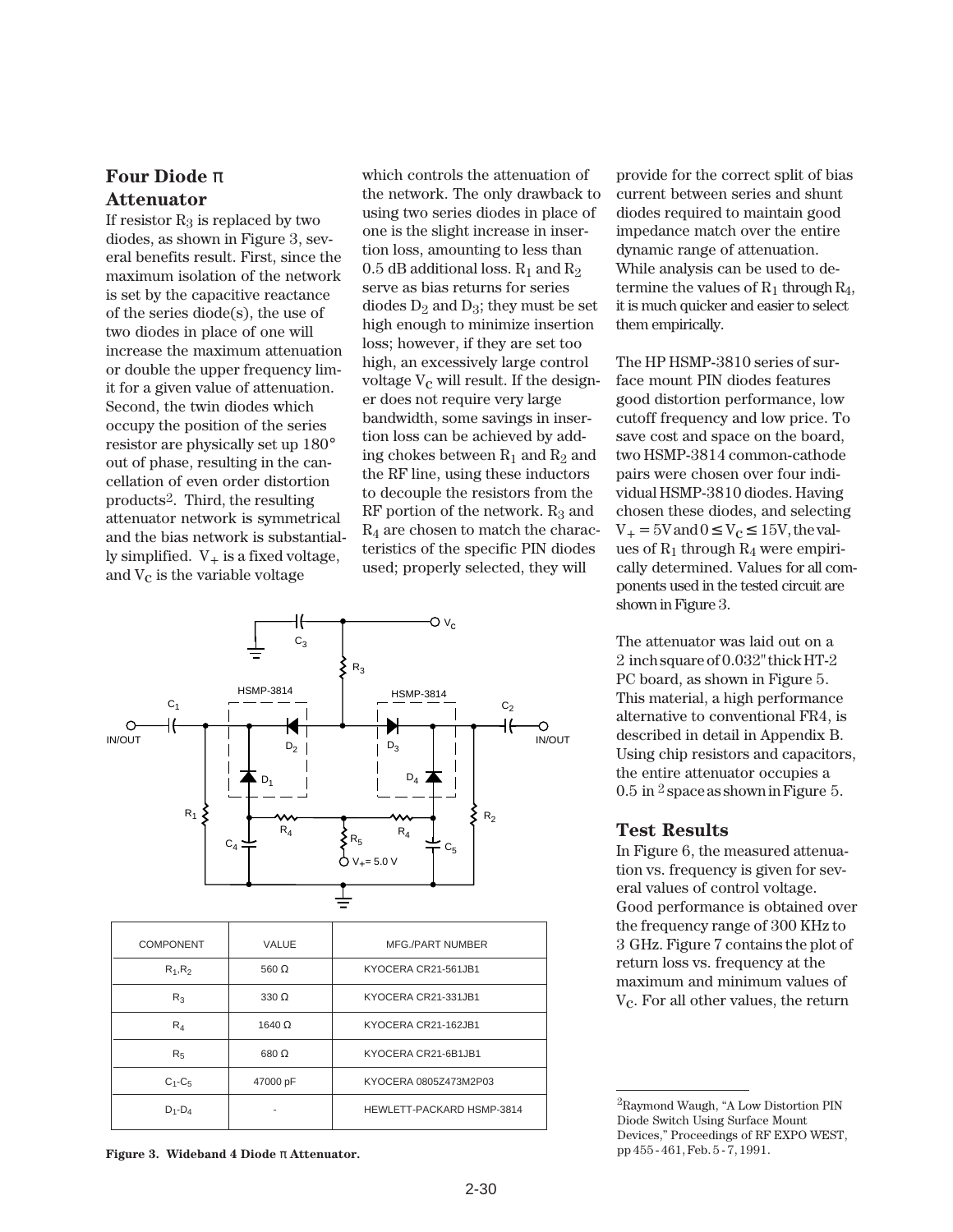## Four Diode π Attenuator

If resistor $R_3$ is replaced by two diodes, as shown in Figure 3, several benefits result. First, since the maximum isolation of the network is set by the capacitive reactance of the series diode(s), the use of two diodes in place of one will increase the maximum attenuation or double the upper frequency limit for a given value of attenuation. Second, the twin diodes which occupy the position of the series resistor are physically set up 180° out of phase, resulting in the cancellation of even order distortion products[2]. Third, the resulting attenuator network is symmetrical and the bias network is substantially simplified. $V_+$ is a fixed voltage, and $V_C$ is the variable voltage which controls the attenuation of the network. The only drawback to using two series diodes in place of one is the slight increase in insertion loss, amounting to less than 0.5 dB additional loss. $R_1$ and $R_2$ serve as bias returns for series diodes $D_2$ and $D_3$; they must be set high enough to minimize insertion loss; however, if they are set too high, an excessively large control voltage $V_C$ will result. If the designer does not require very large bandwidth, some savings in insertion loss can be achieved by adding chokes between $R_1$ and $R_2$ and the RF line, using these inductors to decouple the resistors from the RF portion of the network. $R_3$ and $R_4$ are chosen to match the characteristics of the specific PIN diodes used; properly selected, they will provide for the correct split of bias current between series and shunt diodes required to maintain good impedance match over the entire dynamic range of attenuation. While analysis can be used to determine the values of $R_1$ through $R_4$, it is much quicker and easier to select them empirically.

The HP HSMP-3810 series of surface mount PIN diodes features good distortion performance, low cutoff frequency and low price. To save cost and space on the board, two HSMP-3814 common-cathode pairs were chosen over four individual HSMP-3810 diodes. Having chosen these diodes, and selecting $V_+ = 5V$ and $0 \leq V_C \leq 15V$, the values of $R_1$ through $R_4$ were empirically determined. Values for all components used in the tested circuit are shown in Figure 3.

| COMPONENT | VALUE | MFG./PART NUMBER |
|---|---|---|
| $R_1$,$R_2$ | 560 Ω | KYOCERA CR21-561JB1 |
| $R_3$ | 330 Ω | KYOCERA CR21-331JB1 |
| $R_4$ | 1640 Ω | KYOCERA CR21-162JB1 |
| $R_5$ | 680 Ω | KYOCERA CR21-6B1JB1 |
| $C_1$-$C_5$ | 47000 pF | KYOCERA 0805Z473M2P03 |
| $D_1$-$D_4$ | - | HEWLETT-PACKARD HSMP-3814 |

**Figure 3. Wideband 4 Diode π Attenuator.**

The attenuator was laid out on a 2 inch square of 0.032" thick HT-2 PC board, as shown in Figure 5. This material, a high performance alternative to conventional FR4, is described in detail in Appendix B. Using chip resistors and capacitors, the entire attenuator occupies a 0.5 in $^2$ space as shown in Figure 5.

## Test Results

In Figure 6, the measured attenuation vs. frequency is given for several values of control voltage. Good performance is obtained over the frequency range of 300 KHz to 3 GHz. Figure 7 contains the plot of return loss vs. frequency at the maximum and minimum values of $V_C$. For all other values, the return

[2]Raymond Waugh, "A Low Distortion PIN Diode Switch Using Surface Mount Devices," Proceedings of RF EXPO WEST, pp 455 - 461, Feb. 5 - 7, 1991.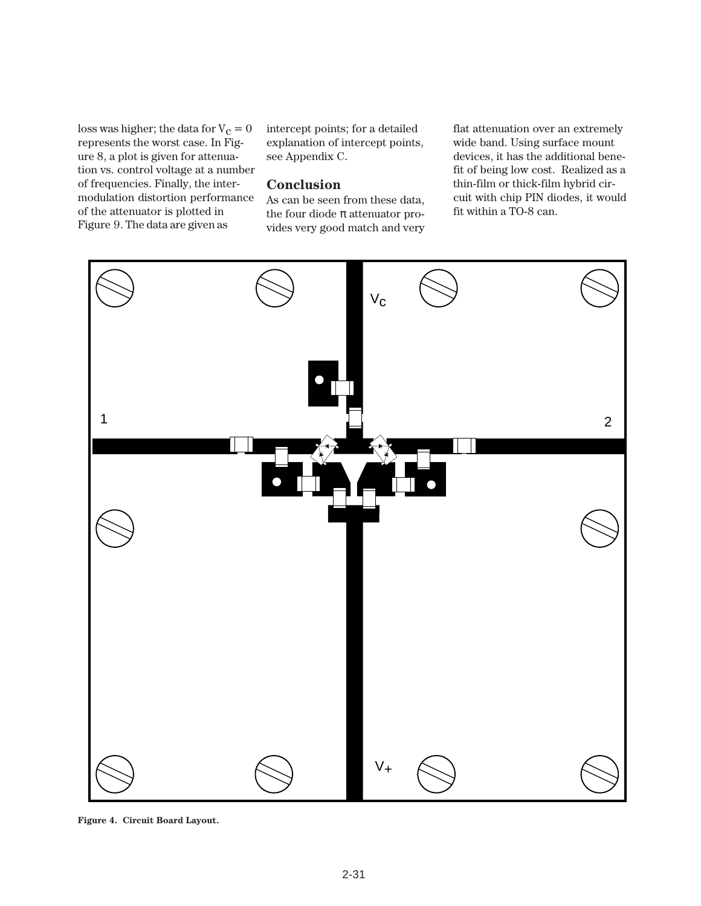loss was higher; the data for $V_C = 0$ represents the worst case. In Figure 8, a plot is given for attenuation vs. control voltage at a number of frequencies. Finally, the intermodulation distortion performance of the attenuator is plotted in Figure 9. The data are given as intercept points; for a detailed explanation of intercept points, see Appendix C.

## Conclusion

As can be seen from these data, the four diode π attenuator provides very good match and very flat attenuation over an extremely wide band. Using surface mount devices, it has the additional benefit of being low cost. Realized as a thin-film or thick-film hybrid circuit with chip PIN diodes, it would fit within a TO-8 can.

**Figure 4. Circuit Board Layout.**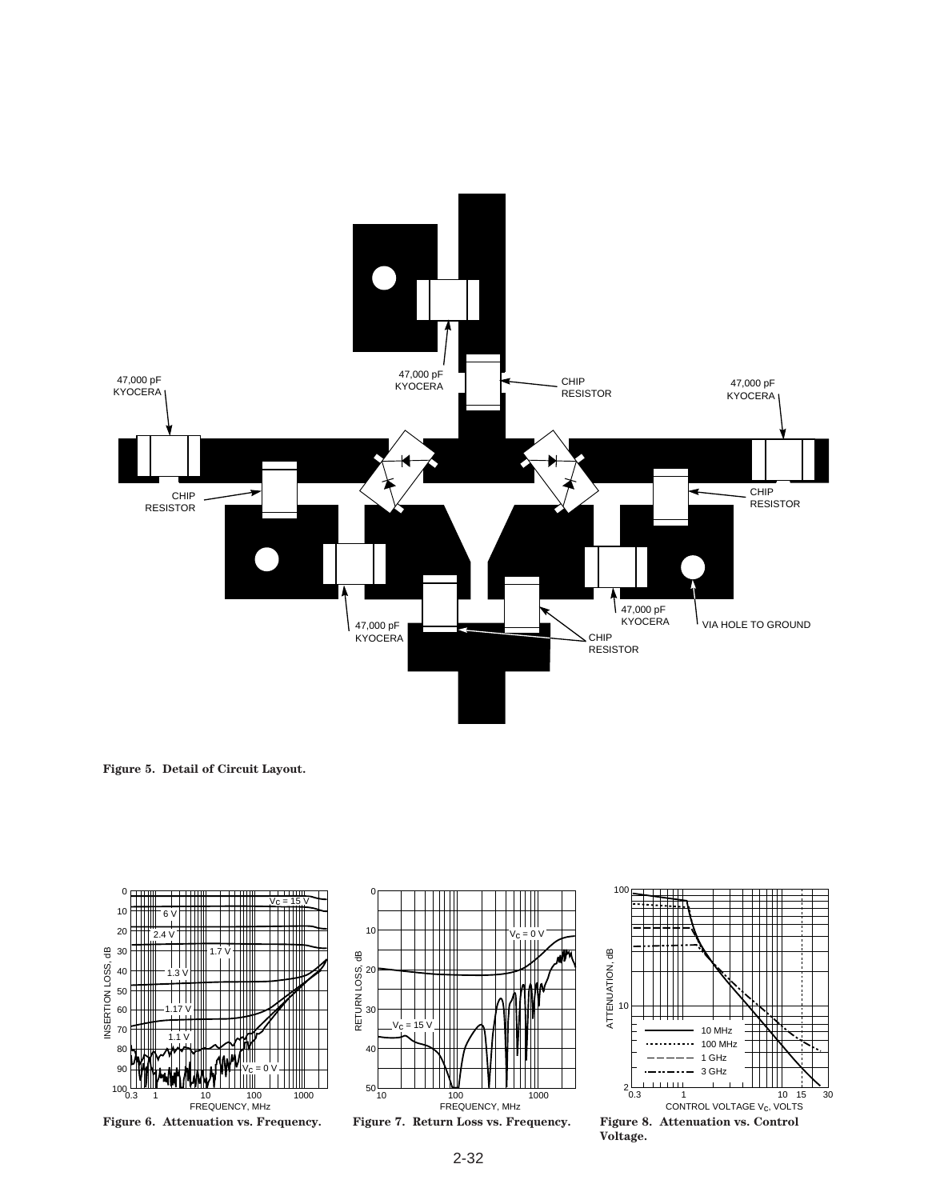**Figure 5. Detail of Circuit Layout.**

**Figure 6. Attenuation vs. Frequency.**

**Figure 7. Return Loss vs. Frequency.**

**Figure 8. Attenuation vs. Control Voltage.**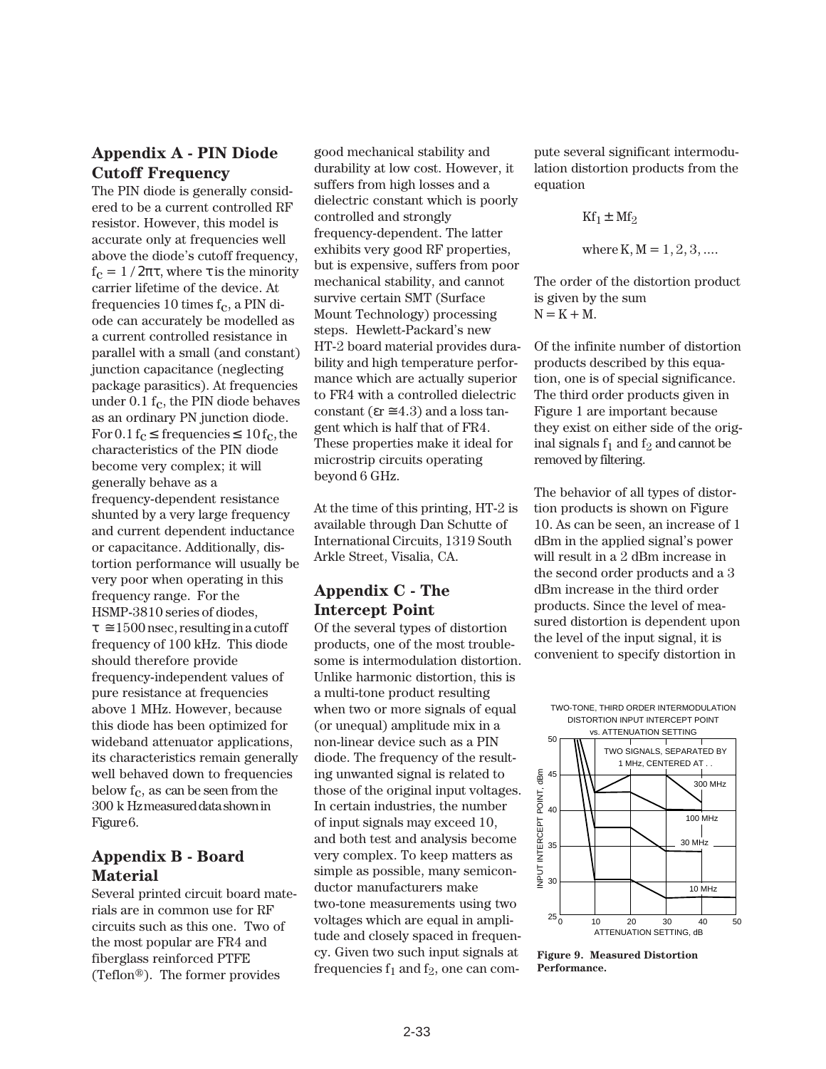## Appendix A - PIN Diode Cutoff Frequency

The PIN diode is generally considered to be a current controlled RF resistor. However, this model is accurate only at frequencies well above the diode's cutoff frequency, $f_C = 1 / 2\pi\tau$, where $\tau$ is the minority carrier lifetime of the device. At frequencies 10 times $f_C$, a PIN diode can accurately be modelled as a current controlled resistance in parallel with a small (and constant) junction capacitance (neglecting package parasitics). At frequencies under $0.1\ f_C$, the PIN diode behaves as an ordinary PN junction diode. For $0.1\ f_C \leq$ frequencies $\leq 10\ f_C$, the characteristics of the PIN diode become very complex; it will generally behave as a frequency-dependent resistance shunted by a very large frequency and current dependent inductance or capacitance. Additionally, distortion performance will usually be very poor when operating in this frequency range. For the HSMP-3810 series of diodes, $\tau \cong 1500$ nsec, resulting in a cutoff frequency of 100 kHz. This diode should therefore provide frequency-independent values of pure resistance at frequencies above 1 MHz. However, because this diode has been optimized for wideband attenuator applications, its characteristics remain generally well behaved down to frequencies below $f_C$, as can be seen from the 300 k Hz measured data shown in Figure 6.

## Appendix B - Board Material

Several printed circuit board materials are in common use for RF circuits such as this one. Two of the most popular are FR4 and fiberglass reinforced PTFE (Teflon®). The former provides good mechanical stability and durability at low cost. However, it suffers from high losses and a dielectric constant which is poorly controlled and strongly frequency-dependent. The latter exhibits very good RF properties, but is expensive, suffers from poor mechanical stability, and cannot survive certain SMT (Surface Mount Technology) processing steps. Hewlett-Packard's new HT-2 board material provides durability and high temperature performance which are actually superior to FR4 with a controlled dielectric constant ($\varepsilon r \cong 4.3$) and a loss tangent which is half that of FR4. These properties make it ideal for microstrip circuits operating beyond 6 GHz.

At the time of this printing, HT-2 is available through Dan Schutte of International Circuits, 1319 South Arkle Street, Visalia, CA.

## Appendix C - The Intercept Point

Of the several types of distortion products, one of the most troublesome is intermodulation distortion. Unlike harmonic distortion, this is a multi-tone product resulting when two or more signals of equal (or unequal) amplitude mix in a non-linear device such as a PIN diode. The frequency of the resulting unwanted signal is related to those of the original input voltages. In certain industries, the number of input signals may exceed 10, and both test and analysis become very complex. To keep matters as simple as possible, many semiconductor manufacturers make two-tone measurements using two voltages which are equal in amplitude and closely spaced in frequency. Given two such input signals at frequencies $f_1$ and $f_2$, one can compute several significant intermodulation distortion products from the equation

$$Kf_1 \pm Mf_2$$

$$\text{where } K, M = 1, 2, 3, ....$$

The order of the distortion product is given by the sum $N = K + M$.

Of the infinite number of distortion products described by this equation, one is of special significance. The third order products given in Figure 1 are important because they exist on either side of the original signals $f_1$ and $f_2$ and cannot be removed by filtering.

The behavior of all types of distortion products is shown on Figure 10. As can be seen, an increase of 1 dBm in the applied signal's power will result in a 2 dBm increase in the second order products and a 3 dBm increase in the third order products. Since the level of measured distortion is dependent upon the level of the input signal, it is convenient to specify distortion in

**Figure 9. Measured Distortion Performance.**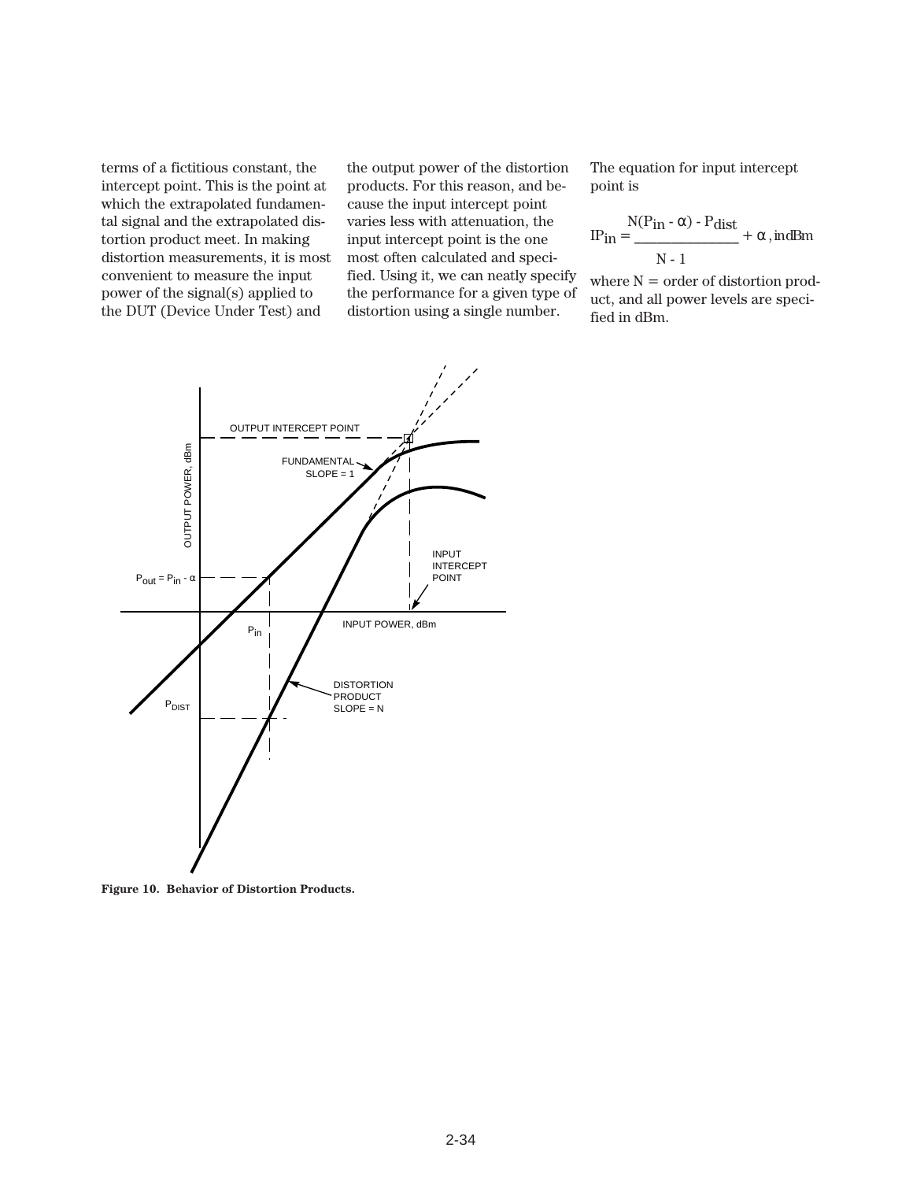terms of a fictitious constant, the intercept point. This is the point at which the extrapolated fundamental signal and the extrapolated distortion product meet. In making distortion measurements, it is most convenient to measure the input power of the signal(s) applied to the DUT (Device Under Test) and the output power of the distortion products. For this reason, and because the input intercept point varies less with attenuation, the input intercept point is the one most often calculated and specified. Using it, we can neatly specify the performance for a given type of distortion using a single number.

The equation for input intercept point is

$$IP_{in} = \frac{N(P_{in} - \alpha) - P_{dist}}{N - 1} + \alpha \text{, in dBm}$$

where N = order of distortion product, and all power levels are specified in dBm.

OUTPUT INTERCEPT POINT

FUNDAMENTAL SLOPE = 1

OUTPUT POWER, dBm

INPUT INTERCEPT POINT

$P_{out} = P_{in} - \alpha$

$P_{in}$

INPUT POWER, dBm

DISTORTION PRODUCT SLOPE = N

$P_{DIST}$

**Figure 10. Behavior of Distortion Products.**